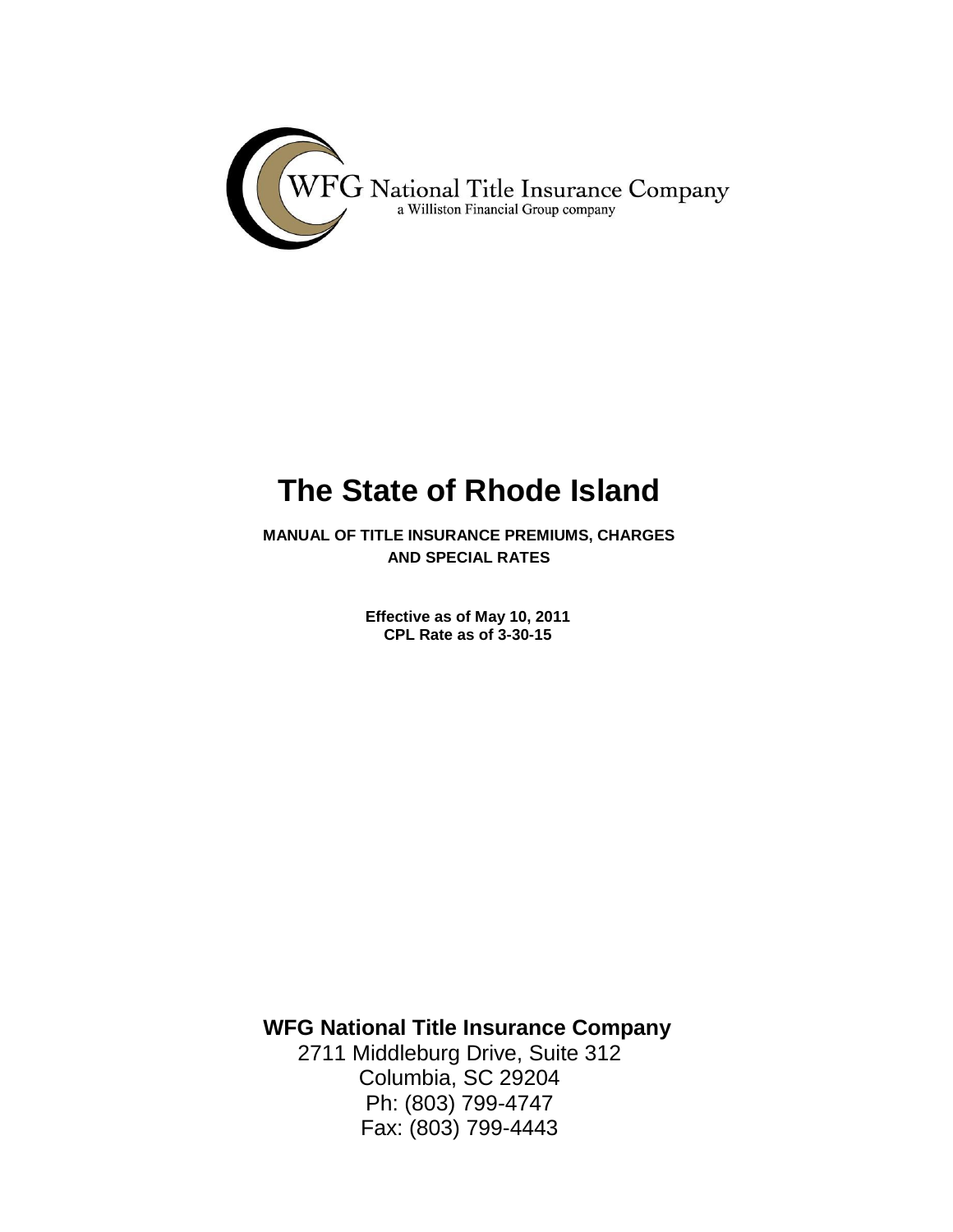WFG National Title Insurance Company
a Williston Financial Group company

# The State of Rhode Island

**MANUAL OF TITLE INSURANCE PREMIUMS, CHARGES AND SPECIAL RATES**

**Effective as of May 10, 2011**
**CPL Rate as of 3-30-15**

**WFG National Title Insurance Company**

2711 Middleburg Drive, Suite 312
Columbia, SC 29204
Ph: (803) 799-4747
Fax: (803) 799-4443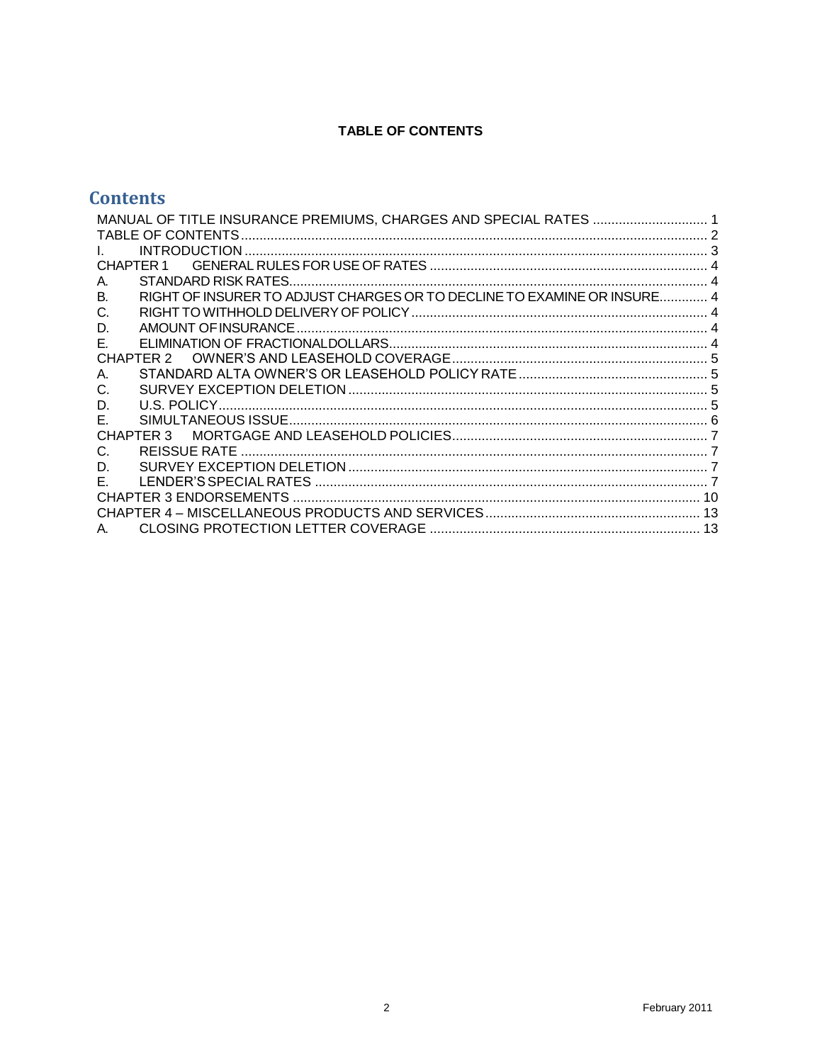**TABLE OF CONTENTS**

## Contents

MANUAL OF TITLE INSURANCE PREMIUMS, CHARGES AND SPECIAL RATES ............................... 1
TABLE OF CONTENTS ............................................................................................................... 2
I. INTRODUCTION ..................................................................................................................... 3
CHAPTER 1 GENERAL RULES FOR USE OF RATES ........................................................................ 4
A. STANDARD RISK RATES ..................................................................................................... 4
B. RIGHT OF INSURER TO ADJUST CHARGES OR TO DECLINE TO EXAMINE OR INSURE ............. 4
C. RIGHT TO WITHHOLD DELIVERY OF POLICY ....................................................................... 4
D. AMOUNT OF INSURANCE ..................................................................................................... 4
E. ELIMINATION OF FRACTIONALDOLLARS ............................................................................. 4
CHAPTER 2 OWNER'S AND LEASEHOLD COVERAGE ..................................................................... 5
A. STANDARD ALTA OWNER'S OR LEASEHOLD POLICY RATE .................................................. 5
C. SURVEY EXCEPTION DELETION ........................................................................................... 5
D. U.S. POLICY ........................................................................................................................ 5
E. SIMULTANEOUS ISSUE ......................................................................................................... 6
CHAPTER 3 MORTGAGE AND LEASEHOLD POLICIES ..................................................................... 7
C. REISSUE RATE ..................................................................................................................... 7
D. SURVEY EXCEPTION DELETION ........................................................................................... 7
E. LENDER'S SPECIAL RATES ................................................................................................... 7
CHAPTER 3 ENDORSEMENTS ......................................................................................................... 10
CHAPTER 4 – MISCELLANEOUS PRODUCTS AND SERVICES ............................................................ 13
A. CLOSING PROTECTION LETTER COVERAGE ......................................................................... 13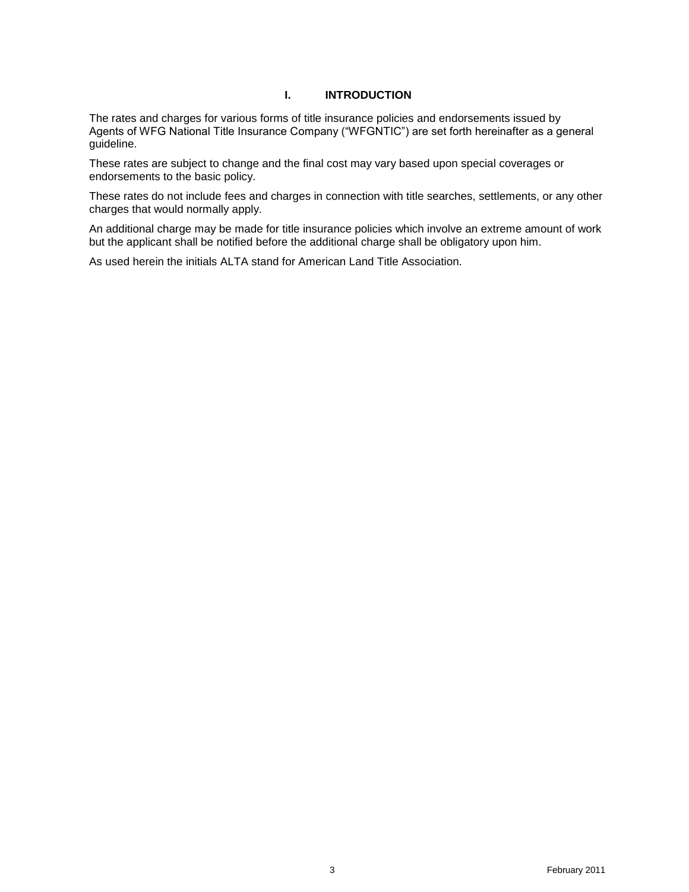# I. INTRODUCTION

The rates and charges for various forms of title insurance policies and endorsements issued by Agents of WFG National Title Insurance Company ("WFGNTIC") are set forth hereinafter as a general guideline.

These rates are subject to change and the final cost may vary based upon special coverages or endorsements to the basic policy.

These rates do not include fees and charges in connection with title searches, settlements, or any other charges that would normally apply.

An additional charge may be made for title insurance policies which involve an extreme amount of work but the applicant shall be notified before the additional charge shall be obligatory upon him.

As used herein the initials ALTA stand for American Land Title Association.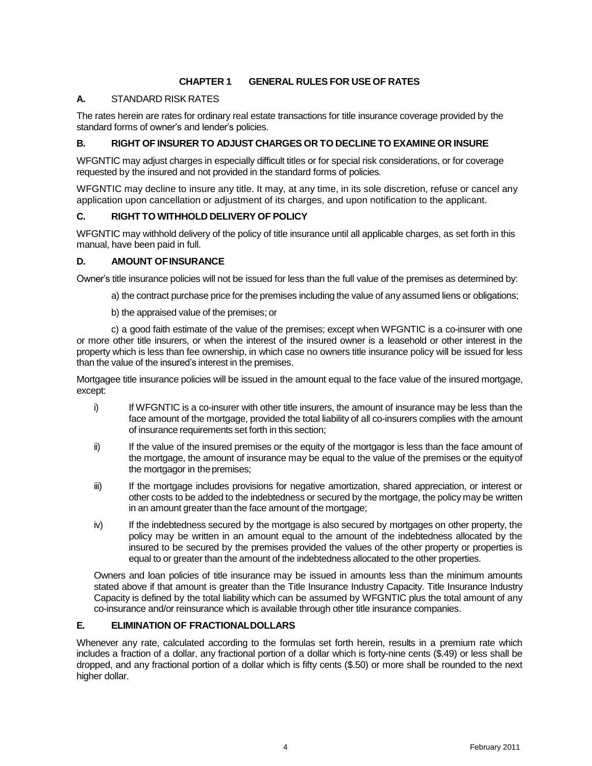# CHAPTER 1 GENERAL RULES FOR USE OF RATES

## A. STANDARD RISK RATES

The rates herein are rates for ordinary real estate transactions for title insurance coverage provided by the standard forms of owner's and lender's policies.

## B. RIGHT OF INSURER TO ADJUST CHARGES OR TO DECLINE TO EXAMINE OR INSURE

WFGNTIC may adjust charges in especially difficult titles or for special risk considerations, or for coverage requested by the insured and not provided in the standard forms of policies.

WFGNTIC may decline to insure any title. It may, at any time, in its sole discretion, refuse or cancel any application upon cancellation or adjustment of its charges, and upon notification to the applicant.

## C. RIGHT TO WITHHOLD DELIVERY OF POLICY

WFGNTIC may withhold delivery of the policy of title insurance until all applicable charges, as set forth in this manual, have been paid in full.

## D. AMOUNT OF INSURANCE

Owner's title insurance policies will not be issued for less than the full value of the premises as determined by:

a) the contract purchase price for the premises including the value of any assumed liens or obligations;

b) the appraised value of the premises; or

c) a good faith estimate of the value of the premises; except when WFGNTIC is a co-insurer with one or more other title insurers, or when the interest of the insured owner is a leasehold or other interest in the property which is less than fee ownership, in which case no owners title insurance policy will be issued for less than the value of the insured's interest in the premises.

Mortgagee title insurance policies will be issued in the amount equal to the face value of the insured mortgage, except:

i) If WFGNTIC is a co-insurer with other title insurers, the amount of insurance may be less than the face amount of the mortgage, provided the total liability of all co-insurers complies with the amount of insurance requirements set forth in this section;

ii) If the value of the insured premises or the equity of the mortgagor is less than the face amount of the mortgage, the amount of insurance may be equal to the value of the premises or the equity of the mortgagor in the premises;

iii) If the mortgage includes provisions for negative amortization, shared appreciation, or interest or other costs to be added to the indebtedness or secured by the mortgage, the policy may be written in an amount greater than the face amount of the mortgage;

iv) If the indebtedness secured by the mortgage is also secured by mortgages on other property, the policy may be written in an amount equal to the amount of the indebtedness allocated by the insured to be secured by the premises provided the values of the other property or properties is equal to or greater than the amount of the indebtedness allocated to the other properties.

Owners and loan policies of title insurance may be issued in amounts less than the minimum amounts stated above if that amount is greater than the Title Insurance Industry Capacity. Title Insurance Industry Capacity is defined by the total liability which can be assumed by WFGNTIC plus the total amount of any co-insurance and/or reinsurance which is available through other title insurance companies.

## E. ELIMINATION OF FRACTIONAL DOLLARS

Whenever any rate, calculated according to the formulas set forth herein, results in a premium rate which includes a fraction of a dollar, any fractional portion of a dollar which is forty-nine cents ($.49) or less shall be dropped, and any fractional portion of a dollar which is fifty cents ($.50) or more shall be rounded to the next higher dollar.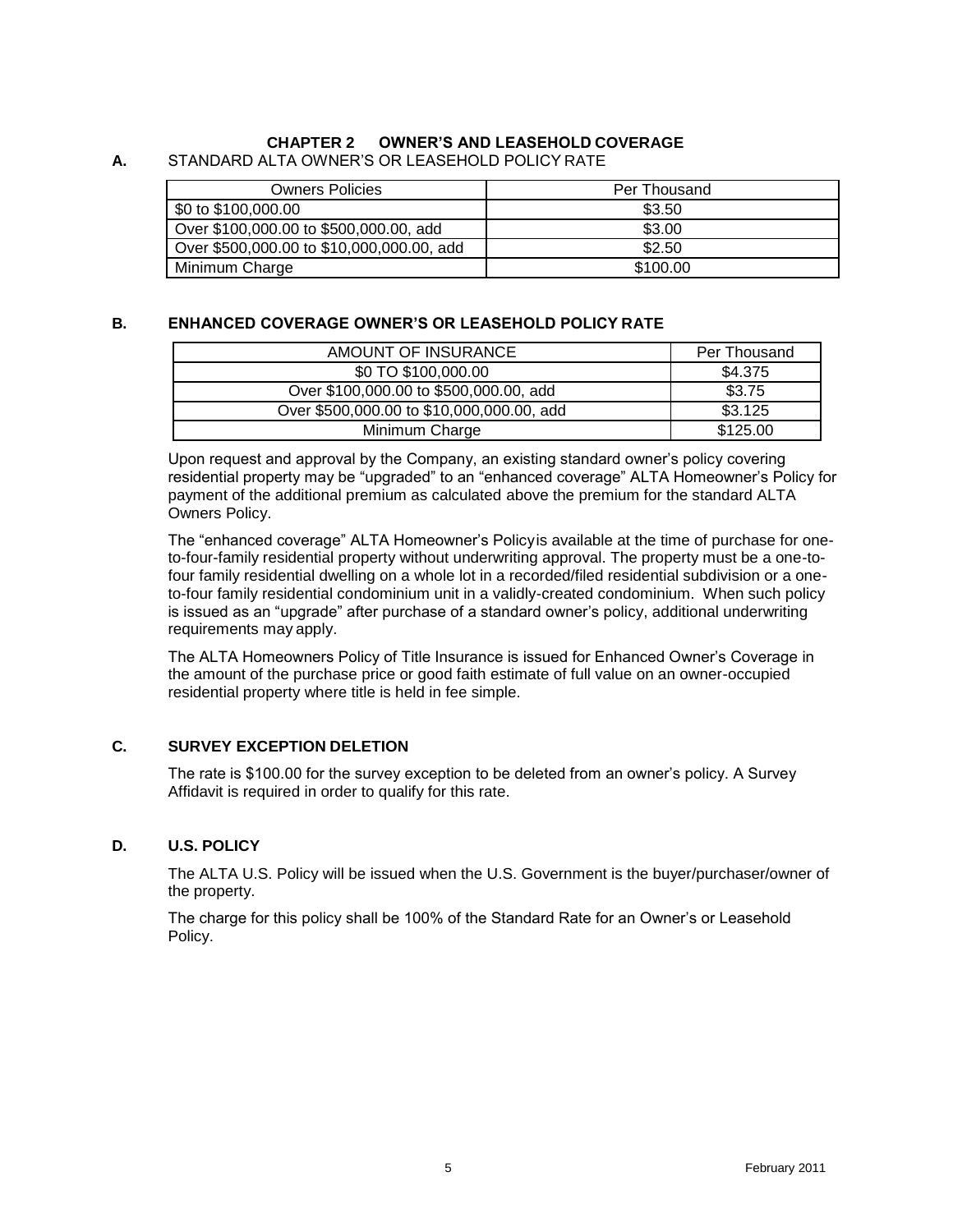# CHAPTER 2 OWNER'S AND LEASEHOLD COVERAGE

## A. STANDARD ALTA OWNER'S OR LEASEHOLD POLICY RATE

| Owners Policies | Per Thousand |
|---|---|
| $0 to $100,000.00 | $3.50 |
| Over $100,000.00 to $500,000.00, add | $3.00 |
| Over $500,000.00 to $10,000,000.00, add | $2.50 |
| Minimum Charge | $100.00 |

## B. ENHANCED COVERAGE OWNER'S OR LEASEHOLD POLICY RATE

| AMOUNT OF INSURANCE | Per Thousand |
|---|---|
| $0 TO $100,000.00 | $4.375 |
| Over $100,000.00 to $500,000.00, add | $3.75 |
| Over $500,000.00 to $10,000,000.00, add | $3.125 |
| Minimum Charge | $125.00 |

Upon request and approval by the Company, an existing standard owner's policy covering residential property may be "upgraded" to an "enhanced coverage" ALTA Homeowner's Policy for payment of the additional premium as calculated above the premium for the standard ALTA Owners Policy.

The "enhanced coverage" ALTA Homeowner's Policyis available at the time of purchase for one-to-four-family residential property without underwriting approval. The property must be a one-to-four family residential dwelling on a whole lot in a recorded/filed residential subdivision or a one-to-four family residential condominium unit in a validly-created condominium. When such policy is issued as an "upgrade" after purchase of a standard owner's policy, additional underwriting requirements may apply.

The ALTA Homeowners Policy of Title Insurance is issued for Enhanced Owner's Coverage in the amount of the purchase price or good faith estimate of full value on an owner-occupied residential property where title is held in fee simple.

## C. SURVEY EXCEPTION DELETION

The rate is $100.00 for the survey exception to be deleted from an owner's policy. A Survey Affidavit is required in order to qualify for this rate.

## D. U.S. POLICY

The ALTA U.S. Policy will be issued when the U.S. Government is the buyer/purchaser/owner of the property.

The charge for this policy shall be 100% of the Standard Rate for an Owner's or Leasehold Policy.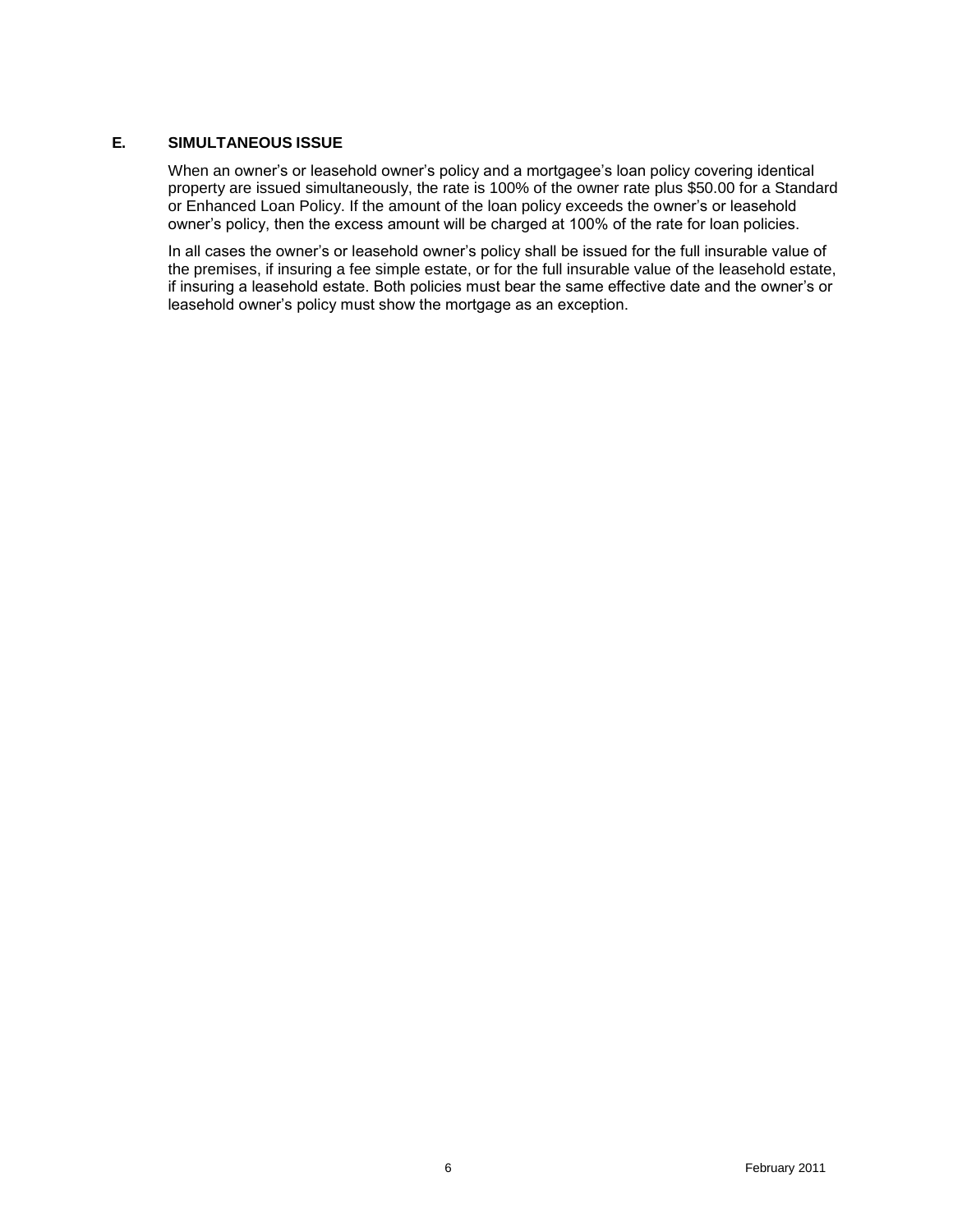## E. SIMULTANEOUS ISSUE

When an owner's or leasehold owner's policy and a mortgagee's loan policy covering identical property are issued simultaneously, the rate is 100% of the owner rate plus $50.00 for a Standard or Enhanced Loan Policy. If the amount of the loan policy exceeds the owner's or leasehold owner's policy, then the excess amount will be charged at 100% of the rate for loan policies.

In all cases the owner's or leasehold owner's policy shall be issued for the full insurable value of the premises, if insuring a fee simple estate, or for the full insurable value of the leasehold estate, if insuring a leasehold estate. Both policies must bear the same effective date and the owner's or leasehold owner's policy must show the mortgage as an exception.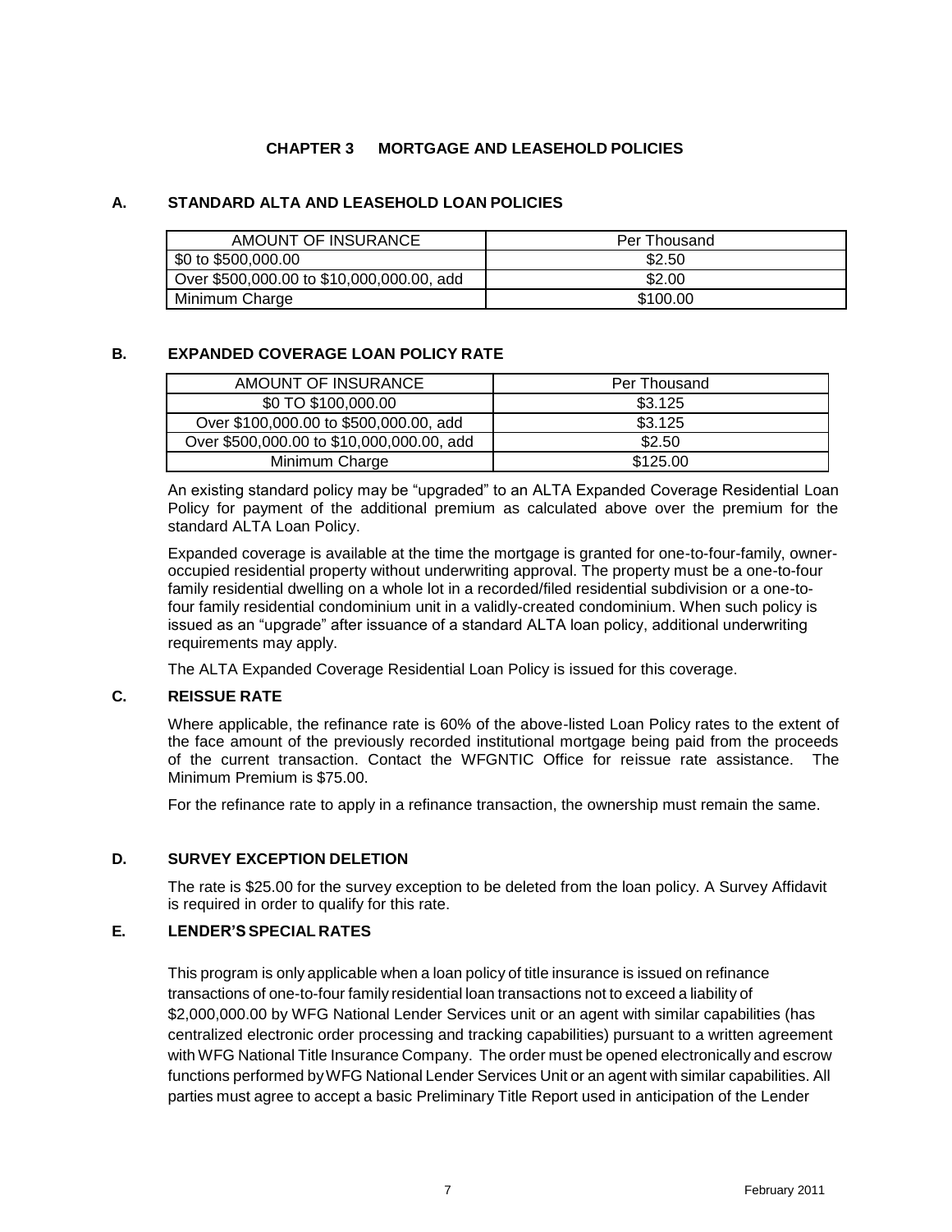# CHAPTER 3 MORTGAGE AND LEASEHOLD POLICIES

## A. STANDARD ALTA AND LEASEHOLD LOAN POLICIES

| AMOUNT OF INSURANCE | Per Thousand |
|---|---|
| $0 to $500,000.00 | $2.50 |
| Over $500,000.00 to $10,000,000.00, add | $2.00 |
| Minimum Charge | $100.00 |

## B. EXPANDED COVERAGE LOAN POLICY RATE

| AMOUNT OF INSURANCE | Per Thousand |
|---|---|
| $0 TO $100,000.00 | $3.125 |
| Over $100,000.00 to $500,000.00, add | $3.125 |
| Over $500,000.00 to $10,000,000.00, add | $2.50 |
| Minimum Charge | $125.00 |

An existing standard policy may be "upgraded" to an ALTA Expanded Coverage Residential Loan Policy for payment of the additional premium as calculated above over the premium for the standard ALTA Loan Policy.

Expanded coverage is available at the time the mortgage is granted for one-to-four-family, owner-occupied residential property without underwriting approval. The property must be a one-to-four family residential dwelling on a whole lot in a recorded/filed residential subdivision or a one-to-four family residential condominium unit in a validly-created condominium. When such policy is issued as an "upgrade" after issuance of a standard ALTA loan policy, additional underwriting requirements may apply.

The ALTA Expanded Coverage Residential Loan Policy is issued for this coverage.

## C. REISSUE RATE

Where applicable, the refinance rate is 60% of the above-listed Loan Policy rates to the extent of the face amount of the previously recorded institutional mortgage being paid from the proceeds of the current transaction. Contact the WFGNTIC Office for reissue rate assistance. The Minimum Premium is $75.00.

For the refinance rate to apply in a refinance transaction, the ownership must remain the same.

## D. SURVEY EXCEPTION DELETION

The rate is $25.00 for the survey exception to be deleted from the loan policy. A Survey Affidavit is required in order to qualify for this rate.

## E. LENDER'S SPECIAL RATES

This program is only applicable when a loan policy of title insurance is issued on refinance transactions of one-to-four family residential loan transactions not to exceed a liability of $2,000,000.00 by WFG National Lender Services unit or an agent with similar capabilities (has centralized electronic order processing and tracking capabilities) pursuant to a written agreement with WFG National Title Insurance Company. The order must be opened electronically and escrow functions performed by WFG National Lender Services Unit or an agent with similar capabilities. All parties must agree to accept a basic Preliminary Title Report used in anticipation of the Lender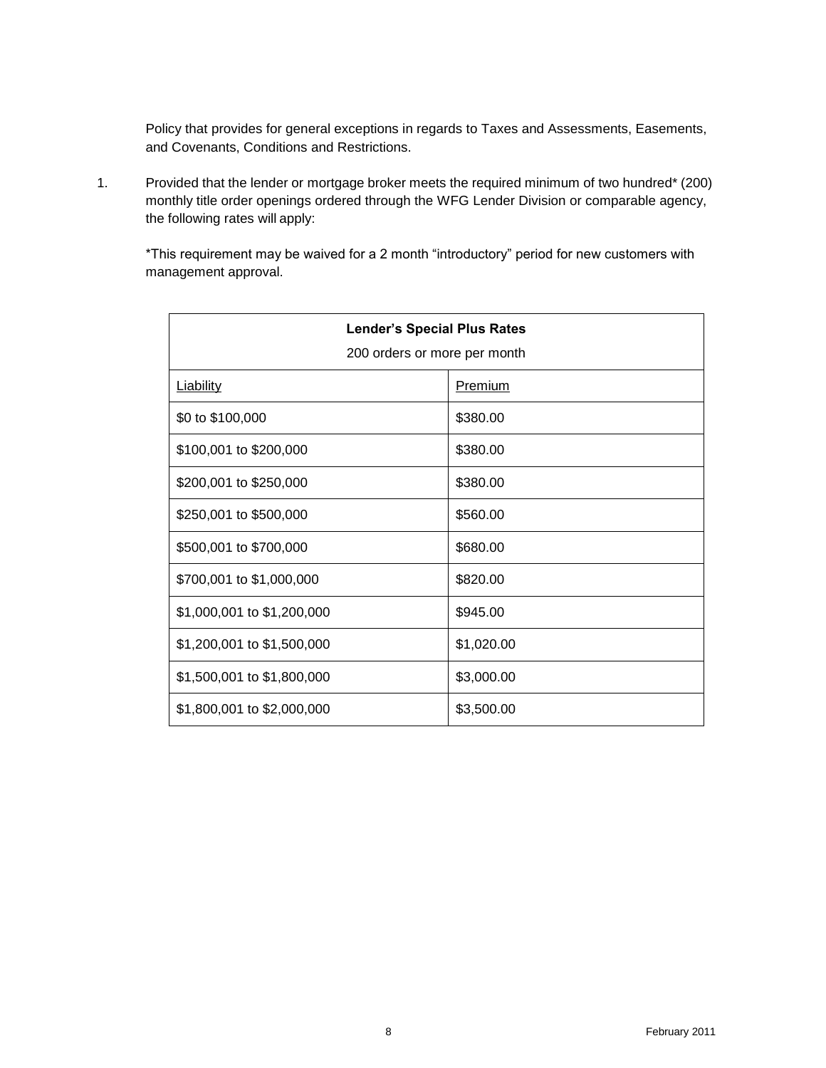Policy that provides for general exceptions in regards to Taxes and Assessments, Easements, and Covenants, Conditions and Restrictions.

1. Provided that the lender or mortgage broker meets the required minimum of two hundred* (200) monthly title order openings ordered through the WFG Lender Division or comparable agency, the following rates will apply:

   *This requirement may be waived for a 2 month "introductory" period for new customers with management approval.

| **Lender's Special Plus Rates**<br>200 orders or more per month | |
|---|---|
| Liability | Premium |
| $0 to $100,000 | $380.00 |
| $100,001 to $200,000 | $380.00 |
| $200,001 to $250,000 | $380.00 |
| $250,001 to $500,000 | $560.00 |
| $500,001 to $700,000 | $680.00 |
| $700,001 to $1,000,000 | $820.00 |
| $1,000,001 to $1,200,000 | $945.00 |
| $1,200,001 to $1,500,000 | $1,020.00 |
| $1,500,001 to $1,800,000 | $3,000.00 |
| $1,800,001 to $2,000,000 | $3,500.00 |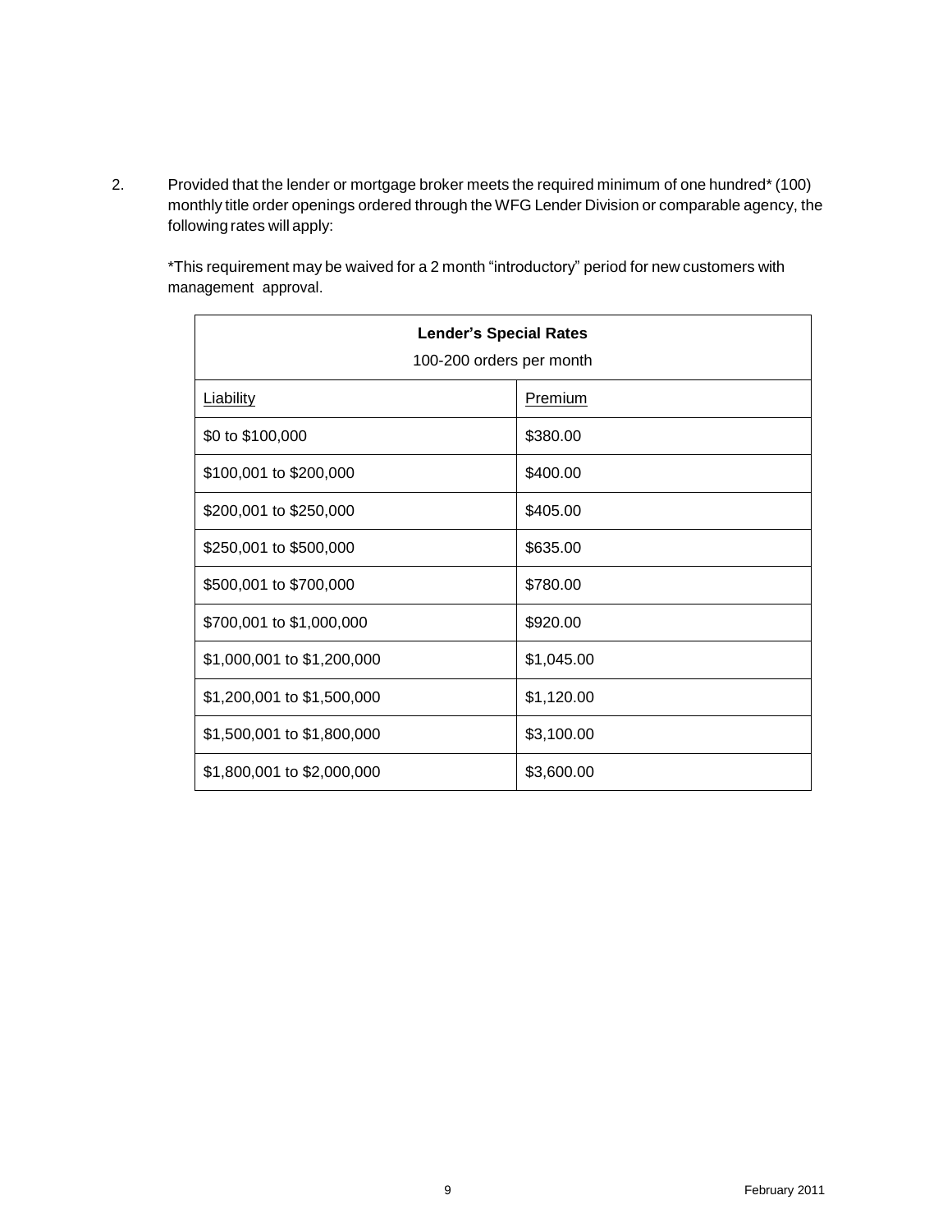2. Provided that the lender or mortgage broker meets the required minimum of one hundred* (100) monthly title order openings ordered through the WFG Lender Division or comparable agency, the following rates will apply:

   *This requirement may be waived for a 2 month "introductory" period for new customers with management approval.

| **Lender's Special Rates**<br>100-200 orders per month | |
|---|---|
| Liability | Premium |
| $0 to $100,000 | $380.00 |
| $100,001 to $200,000 | $400.00 |
| $200,001 to $250,000 | $405.00 |
| $250,001 to $500,000 | $635.00 |
| $500,001 to $700,000 | $780.00 |
| $700,001 to $1,000,000 | $920.00 |
| $1,000,001 to $1,200,000 | $1,045.00 |
| $1,200,001 to $1,500,000 | $1,120.00 |
| $1,500,001 to $1,800,000 | $3,100.00 |
| $1,800,001 to $2,000,000 | $3,600.00 |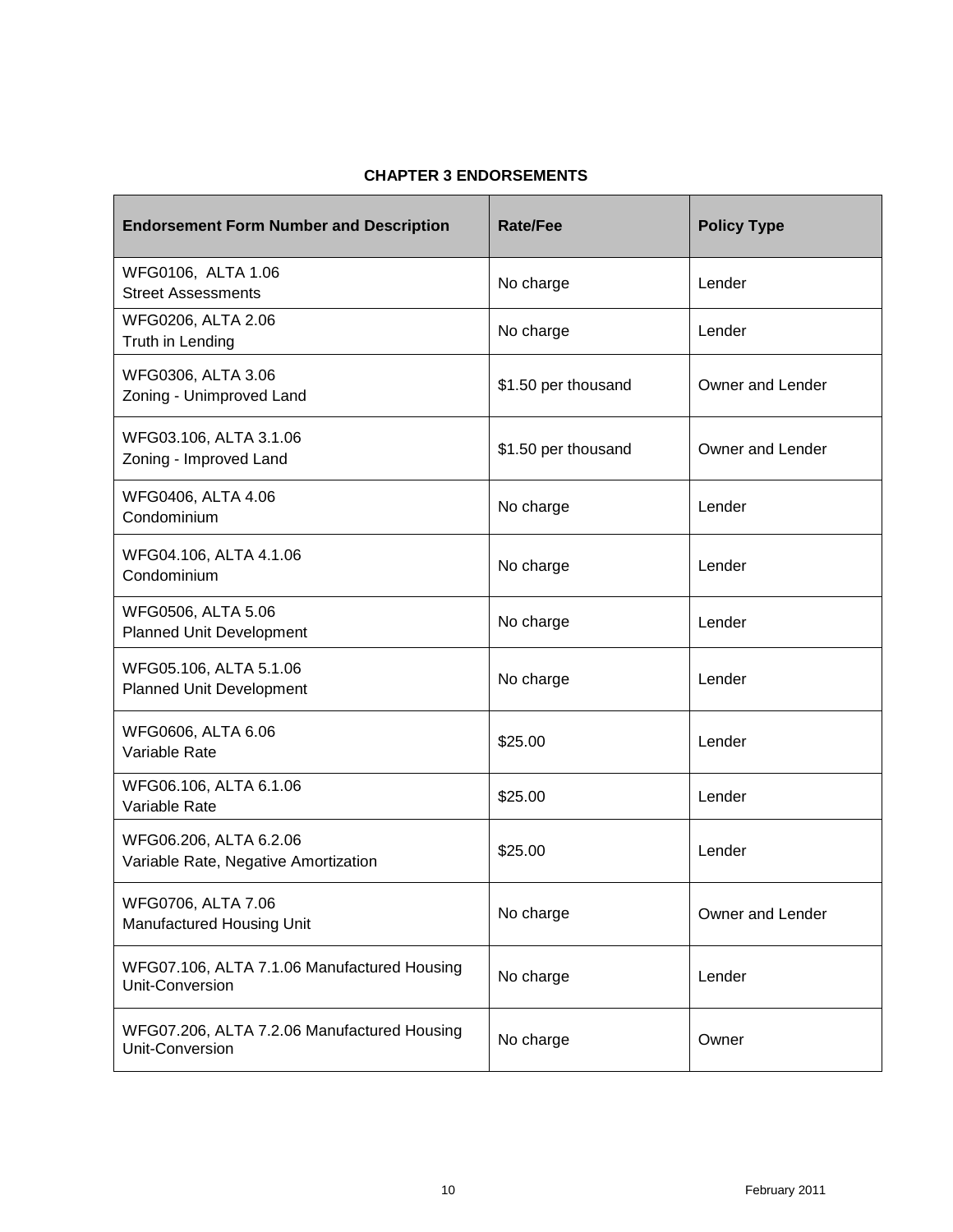## CHAPTER 3 ENDORSEMENTS

| Endorsement Form Number and Description | Rate/Fee | Policy Type |
|---|---|---|
| WFG0106, ALTA 1.06 Street Assessments | No charge | Lender |
| WFG0206, ALTA 2.06 Truth in Lending | No charge | Lender |
| WFG0306, ALTA 3.06 Zoning - Unimproved Land | $1.50 per thousand | Owner and Lender |
| WFG03.106, ALTA 3.1.06 Zoning - Improved Land | $1.50 per thousand | Owner and Lender |
| WFG0406, ALTA 4.06 Condominium | No charge | Lender |
| WFG04.106, ALTA 4.1.06 Condominium | No charge | Lender |
| WFG0506, ALTA 5.06 Planned Unit Development | No charge | Lender |
| WFG05.106, ALTA 5.1.06 Planned Unit Development | No charge | Lender |
| WFG0606, ALTA 6.06 Variable Rate | $25.00 | Lender |
| WFG06.106, ALTA 6.1.06 Variable Rate | $25.00 | Lender |
| WFG06.206, ALTA 6.2.06 Variable Rate, Negative Amortization | $25.00 | Lender |
| WFG0706, ALTA 7.06 Manufactured Housing Unit | No charge | Owner and Lender |
| WFG07.106, ALTA 7.1.06 Manufactured Housing Unit-Conversion | No charge | Lender |
| WFG07.206, ALTA 7.2.06 Manufactured Housing Unit-Conversion | No charge | Owner |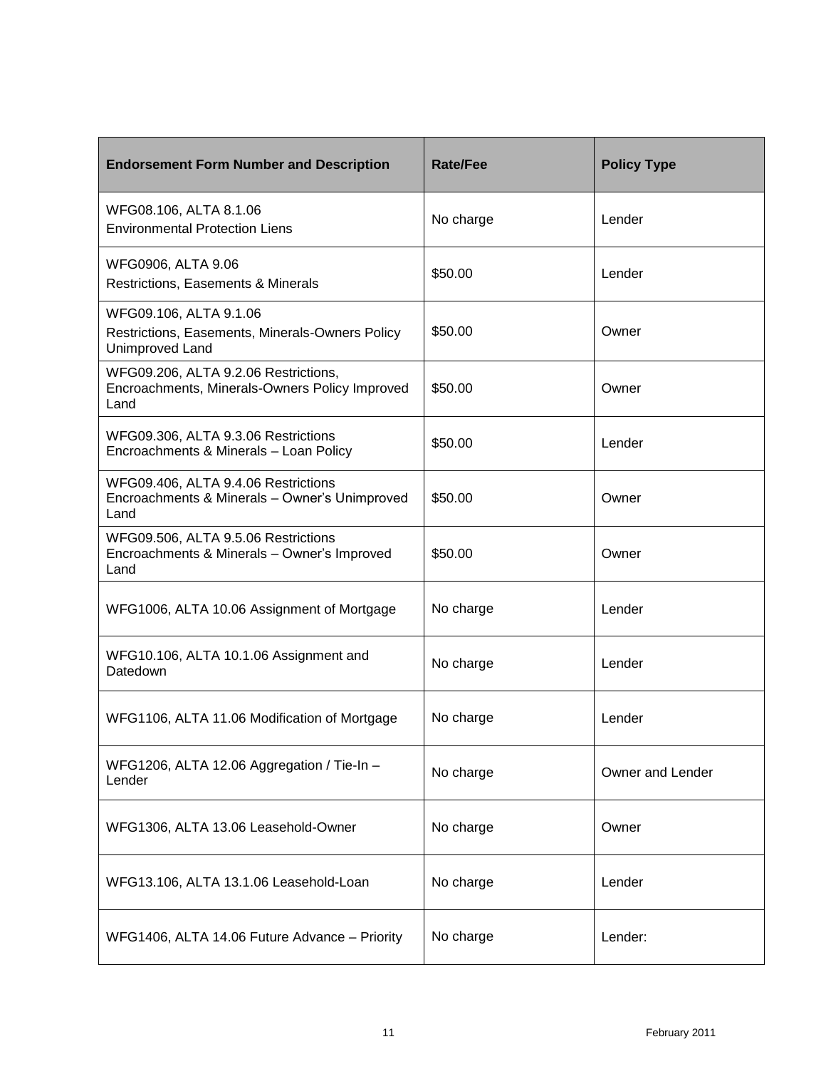| Endorsement Form Number and Description | Rate/Fee | Policy Type |
| --- | --- | --- |
| WFG08.106, ALTA 8.1.06 Environmental Protection Liens | No charge | Lender |
| WFG0906, ALTA 9.06 Restrictions, Easements & Minerals | $50.00 | Lender |
| WFG09.106, ALTA 9.1.06 Restrictions, Easements, Minerals-Owners Policy Unimproved Land | $50.00 | Owner |
| WFG09.206, ALTA 9.2.06 Restrictions, Encroachments, Minerals-Owners Policy Improved Land | $50.00 | Owner |
| WFG09.306, ALTA 9.3.06 Restrictions Encroachments & Minerals – Loan Policy | $50.00 | Lender |
| WFG09.406, ALTA 9.4.06 Restrictions Encroachments & Minerals – Owner's Unimproved Land | $50.00 | Owner |
| WFG09.506, ALTA 9.5.06 Restrictions Encroachments & Minerals – Owner's Improved Land | $50.00 | Owner |
| WFG1006, ALTA 10.06 Assignment of Mortgage | No charge | Lender |
| WFG10.106, ALTA 10.1.06 Assignment and Datedown | No charge | Lender |
| WFG1106, ALTA 11.06 Modification of Mortgage | No charge | Lender |
| WFG1206, ALTA 12.06 Aggregation / Tie-In – Lender | No charge | Owner and Lender |
| WFG1306, ALTA 13.06 Leasehold-Owner | No charge | Owner |
| WFG13.106, ALTA 13.1.06 Leasehold-Loan | No charge | Lender |
| WFG1406, ALTA 14.06 Future Advance – Priority | No charge | Lender: |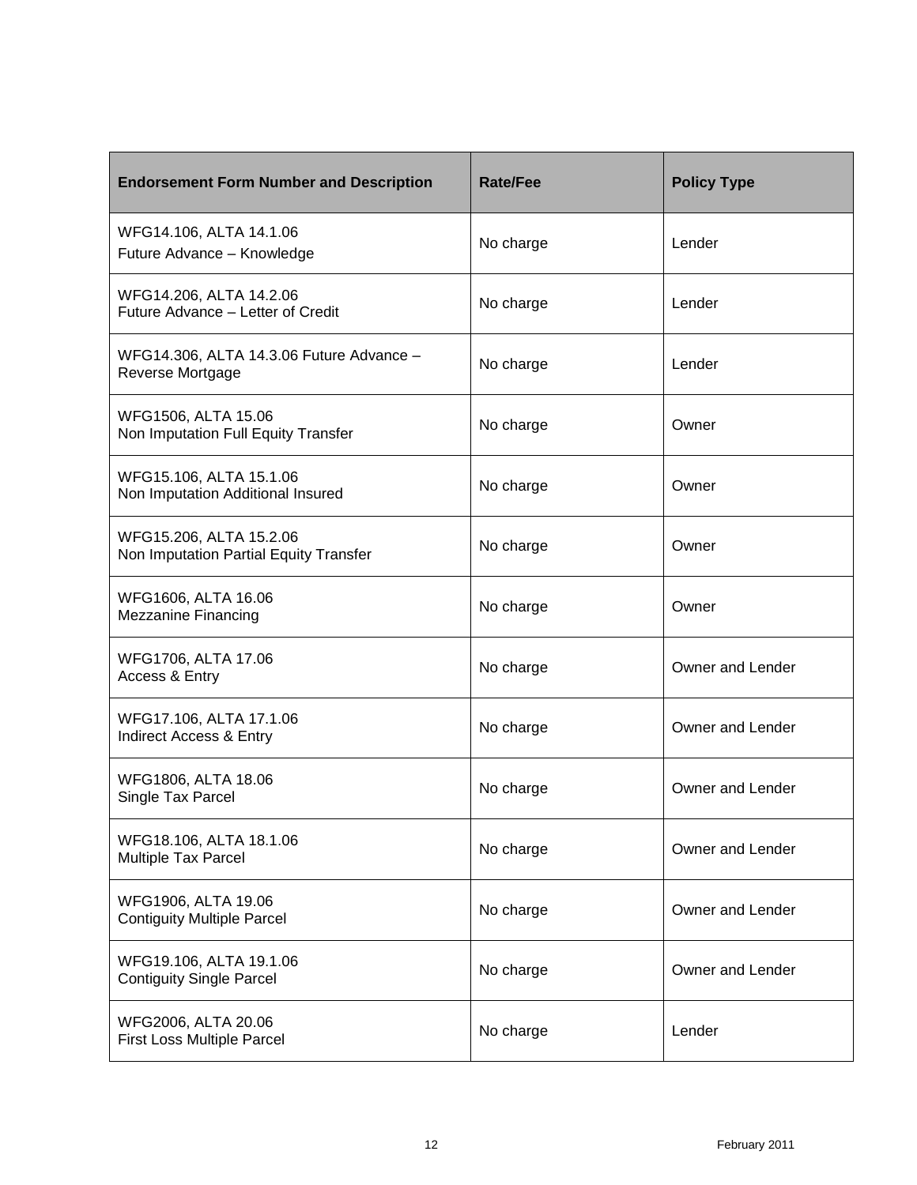| Endorsement Form Number and Description | Rate/Fee | Policy Type |
| --- | --- | --- |
| WFG14.106, ALTA 14.1.06 Future Advance – Knowledge | No charge | Lender |
| WFG14.206, ALTA 14.2.06 Future Advance – Letter of Credit | No charge | Lender |
| WFG14.306, ALTA 14.3.06 Future Advance – Reverse Mortgage | No charge | Lender |
| WFG1506, ALTA 15.06 Non Imputation Full Equity Transfer | No charge | Owner |
| WFG15.106, ALTA 15.1.06 Non Imputation Additional Insured | No charge | Owner |
| WFG15.206, ALTA 15.2.06 Non Imputation Partial Equity Transfer | No charge | Owner |
| WFG1606, ALTA 16.06 Mezzanine Financing | No charge | Owner |
| WFG1706, ALTA 17.06 Access & Entry | No charge | Owner and Lender |
| WFG17.106, ALTA 17.1.06 Indirect Access & Entry | No charge | Owner and Lender |
| WFG1806, ALTA 18.06 Single Tax Parcel | No charge | Owner and Lender |
| WFG18.106, ALTA 18.1.06 Multiple Tax Parcel | No charge | Owner and Lender |
| WFG1906, ALTA 19.06 Contiguity Multiple Parcel | No charge | Owner and Lender |
| WFG19.106, ALTA 19.1.06 Contiguity Single Parcel | No charge | Owner and Lender |
| WFG2006, ALTA 20.06 First Loss Multiple Parcel | No charge | Lender |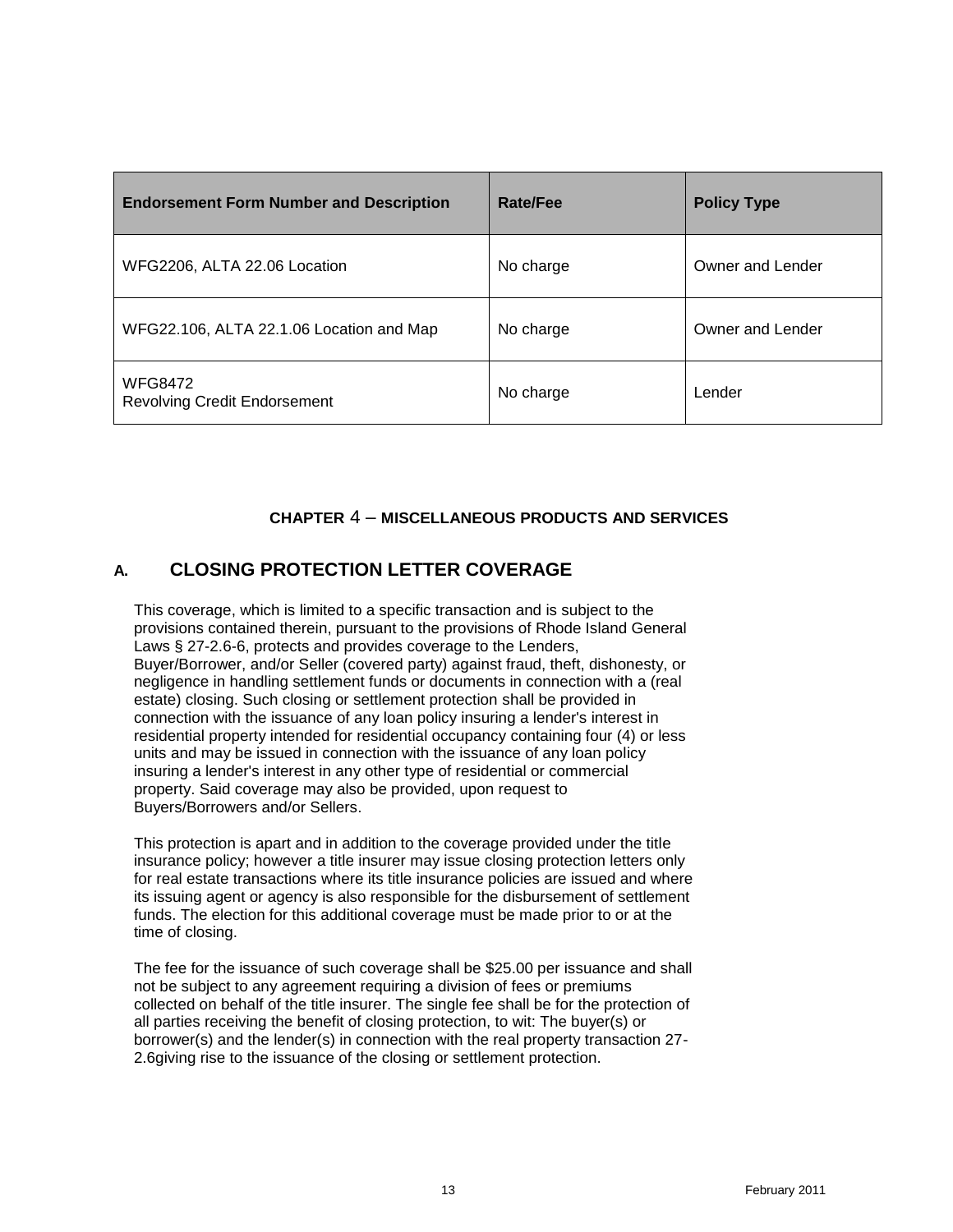| Endorsement Form Number and Description | Rate/Fee | Policy Type |
|---|---|---|
| WFG2206, ALTA 22.06 Location | No charge | Owner and Lender |
| WFG22.106, ALTA 22.1.06 Location and Map | No charge | Owner and Lender |
| WFG8472 Revolving Credit Endorsement | No charge | Lender |

## CHAPTER 4 – MISCELLANEOUS PRODUCTS AND SERVICES

### A. CLOSING PROTECTION LETTER COVERAGE

This coverage, which is limited to a specific transaction and is subject to the provisions contained therein, pursuant to the provisions of Rhode Island General Laws § 27-2.6-6, protects and provides coverage to the Lenders, Buyer/Borrower, and/or Seller (covered party) against fraud, theft, dishonesty, or negligence in handling settlement funds or documents in connection with a (real estate) closing. Such closing or settlement protection shall be provided in connection with the issuance of any loan policy insuring a lender's interest in residential property intended for residential occupancy containing four (4) or less units and may be issued in connection with the issuance of any loan policy insuring a lender's interest in any other type of residential or commercial property. Said coverage may also be provided, upon request to Buyers/Borrowers and/or Sellers.

This protection is apart and in addition to the coverage provided under the title insurance policy; however a title insurer may issue closing protection letters only for real estate transactions where its title insurance policies are issued and where its issuing agent or agency is also responsible for the disbursement of settlement funds. The election for this additional coverage must be made prior to or at the time of closing.

The fee for the issuance of such coverage shall be $25.00 per issuance and shall not be subject to any agreement requiring a division of fees or premiums collected on behalf of the title insurer. The single fee shall be for the protection of all parties receiving the benefit of closing protection, to wit: The buyer(s) or borrower(s) and the lender(s) in connection with the real property transaction 27-2.6giving rise to the issuance of the closing or settlement protection.